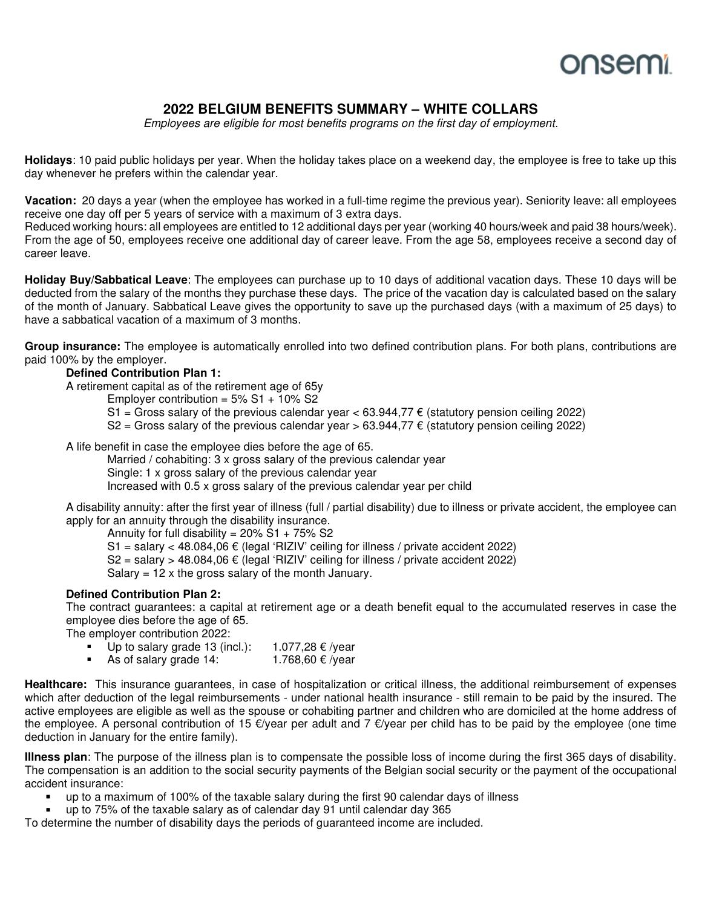# 2022 BELGIUM BENEFITS SUMMARY – WHITE COLLARS

*Employees are eligible for most benefits programs on the first day of employment.*

**Holidays**: 10 paid public holidays per year. When the holiday takes place on a weekend day, the employee is free to take up this day whenever he prefers within the calendar year.

**Vacation:** 20 days a year (when the employee has worked in a full-time regime the previous year). Seniority leave: all employees receive one day off per 5 years of service with a maximum of 3 extra days.
Reduced working hours: all employees are entitled to 12 additional days per year (working 40 hours/week and paid 38 hours/week). From the age of 50, employees receive one additional day of career leave. From the age 58, employees receive a second day of career leave.

**Holiday Buy/Sabbatical Leave**: The employees can purchase up to 10 days of additional vacation days. These 10 days will be deducted from the salary of the months they purchase these days. The price of the vacation day is calculated based on the salary of the month of January. Sabbatical Leave gives the opportunity to save up the purchased days (with a maximum of 25 days) to have a sabbatical vacation of a maximum of 3 months.

**Group insurance:** The employee is automatically enrolled into two defined contribution plans. For both plans, contributions are paid 100% by the employer.

**Defined Contribution Plan 1:**

A retirement capital as of the retirement age of 65y

Employer contribution = 5% S1 + 10% S2
S1 = Gross salary of the previous calendar year < 63.944,77 € (statutory pension ceiling 2022)
S2 = Gross salary of the previous calendar year > 63.944,77 € (statutory pension ceiling 2022)

A life benefit in case the employee dies before the age of 65.

Married / cohabiting: 3 x gross salary of the previous calendar year
Single: 1 x gross salary of the previous calendar year
Increased with 0.5 x gross salary of the previous calendar year per child

A disability annuity: after the first year of illness (full / partial disability) due to illness or private accident, the employee can apply for an annuity through the disability insurance.

Annuity for full disability = 20% S1 + 75% S2
S1 = salary < 48.084,06 € (legal 'RIZIV' ceiling for illness / private accident 2022)
S2 = salary > 48.084,06 € (legal 'RIZIV' ceiling for illness / private accident 2022)
Salary = 12 x the gross salary of the month January.

**Defined Contribution Plan 2:**

The contract guarantees: a capital at retirement age or a death benefit equal to the accumulated reserves in case the employee dies before the age of 65.

The employer contribution 2022:

- Up to salary grade 13 (incl.): 1.077,28 € /year
- As of salary grade 14: 1.768,60 € /year

**Healthcare:** This insurance guarantees, in case of hospitalization or critical illness, the additional reimbursement of expenses which after deduction of the legal reimbursements - under national health insurance - still remain to be paid by the insured. The active employees are eligible as well as the spouse or cohabiting partner and children who are domiciled at the home address of the employee. A personal contribution of 15 €/year per adult and 7 €/year per child has to be paid by the employee (one time deduction in January for the entire family).

**Illness plan**: The purpose of the illness plan is to compensate the possible loss of income during the first 365 days of disability. The compensation is an addition to the social security payments of the Belgian social security or the payment of the occupational accident insurance:

- up to a maximum of 100% of the taxable salary during the first 90 calendar days of illness
- up to 75% of the taxable salary as of calendar day 91 until calendar day 365

To determine the number of disability days the periods of guaranteed income are included.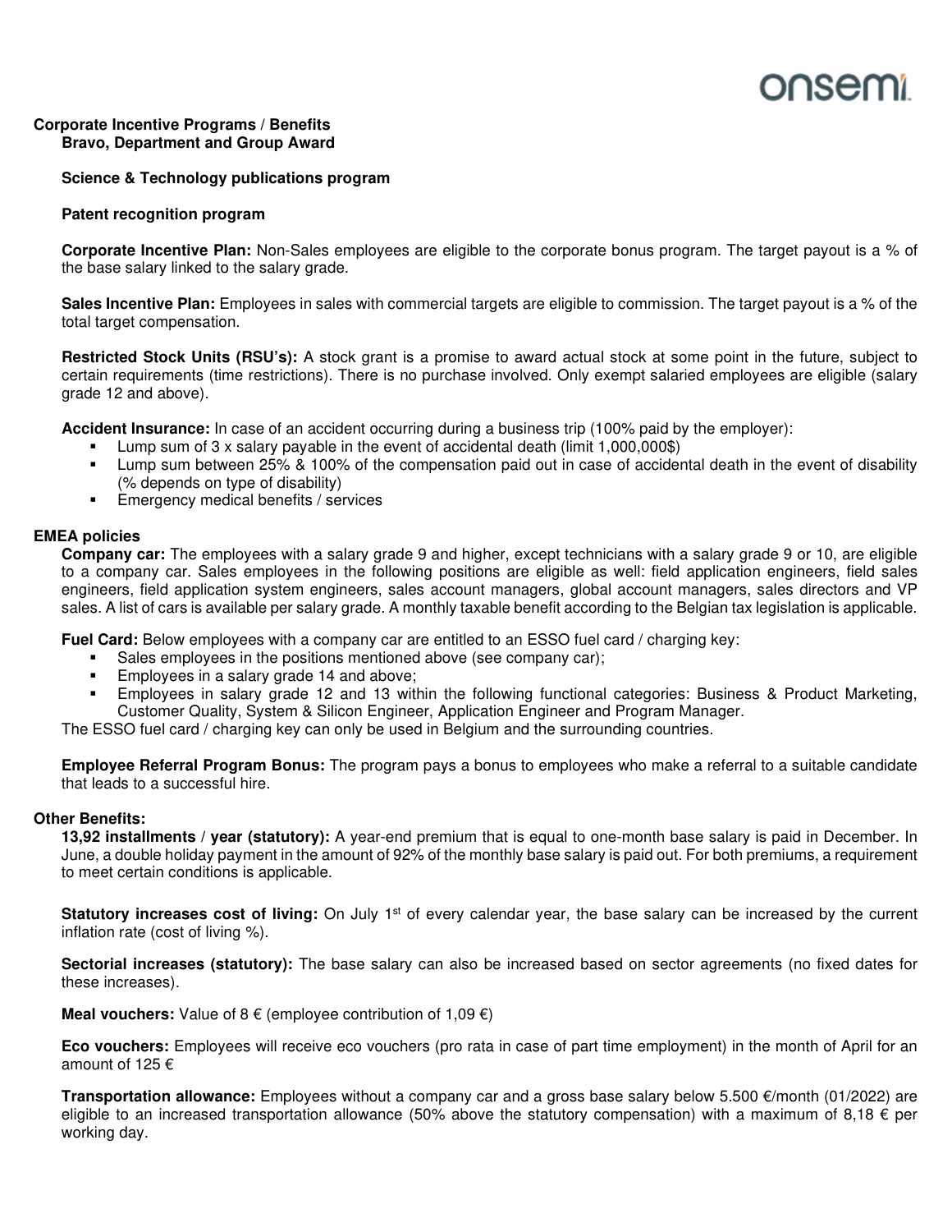**Corporate Incentive Programs / Benefits**

**Bravo, Department and Group Award**

**Science & Technology publications program**

**Patent recognition program**

**Corporate Incentive Plan:** Non-Sales employees are eligible to the corporate bonus program. The target payout is a % of the base salary linked to the salary grade.

**Sales Incentive Plan:** Employees in sales with commercial targets are eligible to commission. The target payout is a % of the total target compensation.

**Restricted Stock Units (RSU's):** A stock grant is a promise to award actual stock at some point in the future, subject to certain requirements (time restrictions). There is no purchase involved. Only exempt salaried employees are eligible (salary grade 12 and above).

**Accident Insurance:** In case of an accident occurring during a business trip (100% paid by the employer):

- Lump sum of 3 x salary payable in the event of accidental death (limit 1,000,000$)
- Lump sum between 25% & 100% of the compensation paid out in case of accidental death in the event of disability (% depends on type of disability)
- Emergency medical benefits / services

**EMEA policies**

**Company car:** The employees with a salary grade 9 and higher, except technicians with a salary grade 9 or 10, are eligible to a company car. Sales employees in the following positions are eligible as well: field application engineers, field sales engineers, field application system engineers, sales account managers, global account managers, sales directors and VP sales. A list of cars is available per salary grade. A monthly taxable benefit according to the Belgian tax legislation is applicable.

**Fuel Card:** Below employees with a company car are entitled to an ESSO fuel card / charging key:

- Sales employees in the positions mentioned above (see company car);
- Employees in a salary grade 14 and above;
- Employees in salary grade 12 and 13 within the following functional categories: Business & Product Marketing, Customer Quality, System & Silicon Engineer, Application Engineer and Program Manager.

The ESSO fuel card / charging key can only be used in Belgium and the surrounding countries.

**Employee Referral Program Bonus:** The program pays a bonus to employees who make a referral to a suitable candidate that leads to a successful hire.

**Other Benefits:**

**13,92 installments / year (statutory):** A year-end premium that is equal to one-month base salary is paid in December. In June, a double holiday payment in the amount of 92% of the monthly base salary is paid out. For both premiums, a requirement to meet certain conditions is applicable.

**Statutory increases cost of living:** On July 1st of every calendar year, the base salary can be increased by the current inflation rate (cost of living %).

**Sectorial increases (statutory):** The base salary can also be increased based on sector agreements (no fixed dates for these increases).

**Meal vouchers:** Value of 8 € (employee contribution of 1,09 €)

**Eco vouchers:** Employees will receive eco vouchers (pro rata in case of part time employment) in the month of April for an amount of 125 €

**Transportation allowance:** Employees without a company car and a gross base salary below 5.500 €/month (01/2022) are eligible to an increased transportation allowance (50% above the statutory compensation) with a maximum of 8,18 € per working day.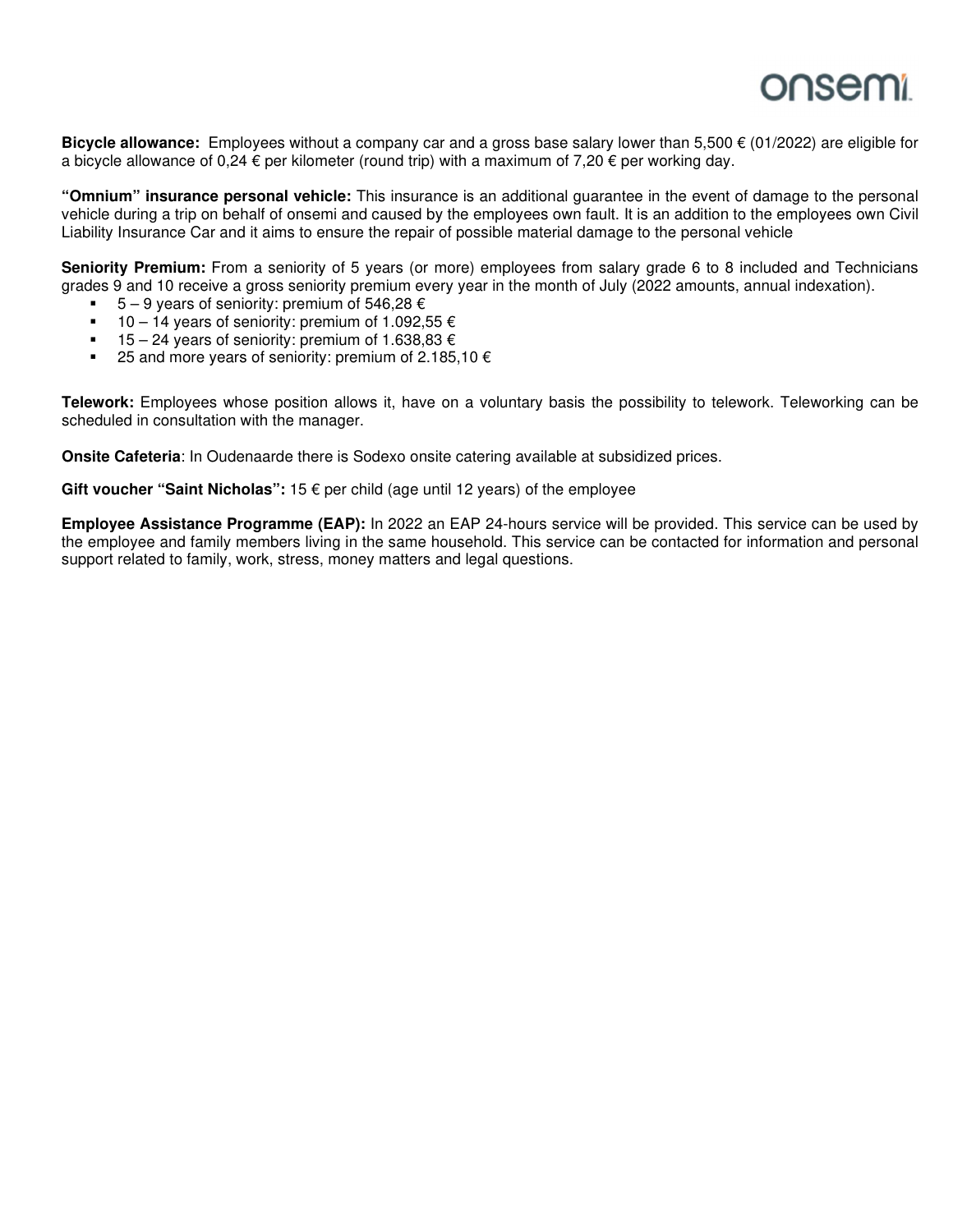**Bicycle allowance:** Employees without a company car and a gross base salary lower than 5,500 € (01/2022) are eligible for a bicycle allowance of 0,24 € per kilometer (round trip) with a maximum of 7,20 € per working day.

**"Omnium" insurance personal vehicle:** This insurance is an additional guarantee in the event of damage to the personal vehicle during a trip on behalf of onsemi and caused by the employees own fault. It is an addition to the employees own Civil Liability Insurance Car and it aims to ensure the repair of possible material damage to the personal vehicle

**Seniority Premium:** From a seniority of 5 years (or more) employees from salary grade 6 to 8 included and Technicians grades 9 and 10 receive a gross seniority premium every year in the month of July (2022 amounts, annual indexation).

- 5 – 9 years of seniority: premium of 546,28 €
- 10 – 14 years of seniority: premium of 1.092,55 €
- 15 – 24 years of seniority: premium of 1.638,83 €
- 25 and more years of seniority: premium of 2.185,10 €

**Telework:** Employees whose position allows it, have on a voluntary basis the possibility to telework. Teleworking can be scheduled in consultation with the manager.

**Onsite Cafeteria**: In Oudenaarde there is Sodexo onsite catering available at subsidized prices.

**Gift voucher "Saint Nicholas":** 15 € per child (age until 12 years) of the employee

**Employee Assistance Programme (EAP):** In 2022 an EAP 24-hours service will be provided. This service can be used by the employee and family members living in the same household. This service can be contacted for information and personal support related to family, work, stress, money matters and legal questions.